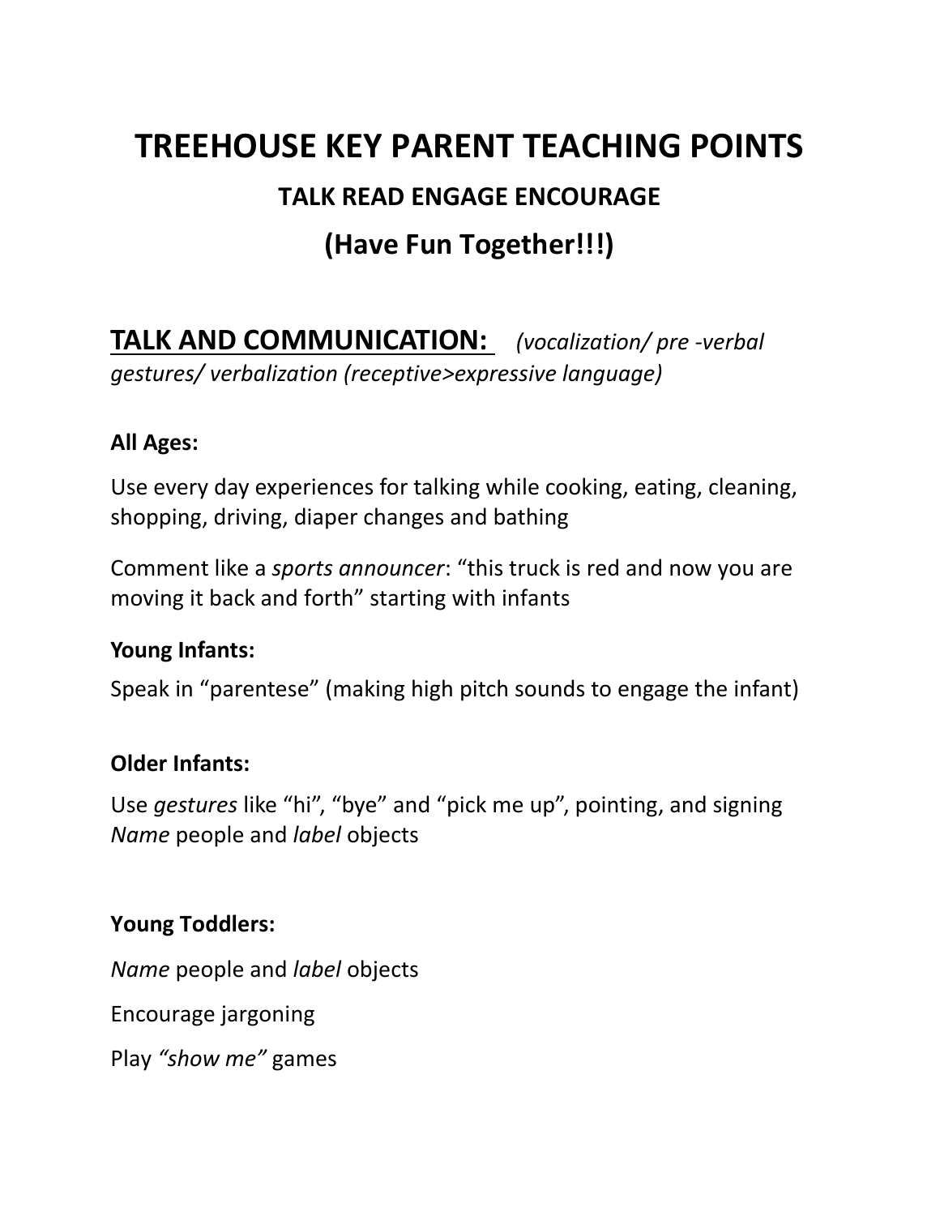# TREEHOUSE KEY PARENT TEACHING POINTS

## TALK READ ENGAGE ENCOURAGE

## (Have Fun Together!!!)

## TALK AND COMMUNICATION: *(vocalization/ pre -verbal gestures/ verbalization (receptive>expressive language)*

**All Ages:**

Use every day experiences for talking while cooking, eating, cleaning, shopping, driving, diaper changes and bathing

Comment like a *sports announcer*: "this truck is red and now you are moving it back and forth" starting with infants

**Young Infants:**

Speak in "parentese" (making high pitch sounds to engage the infant)

**Older Infants:**

Use *gestures* like "hi", "bye" and "pick me up", pointing, and signing
*Name* people and *label* objects

**Young Toddlers:**

*Name* people and *label* objects

Encourage jargoning

Play *"show me"* games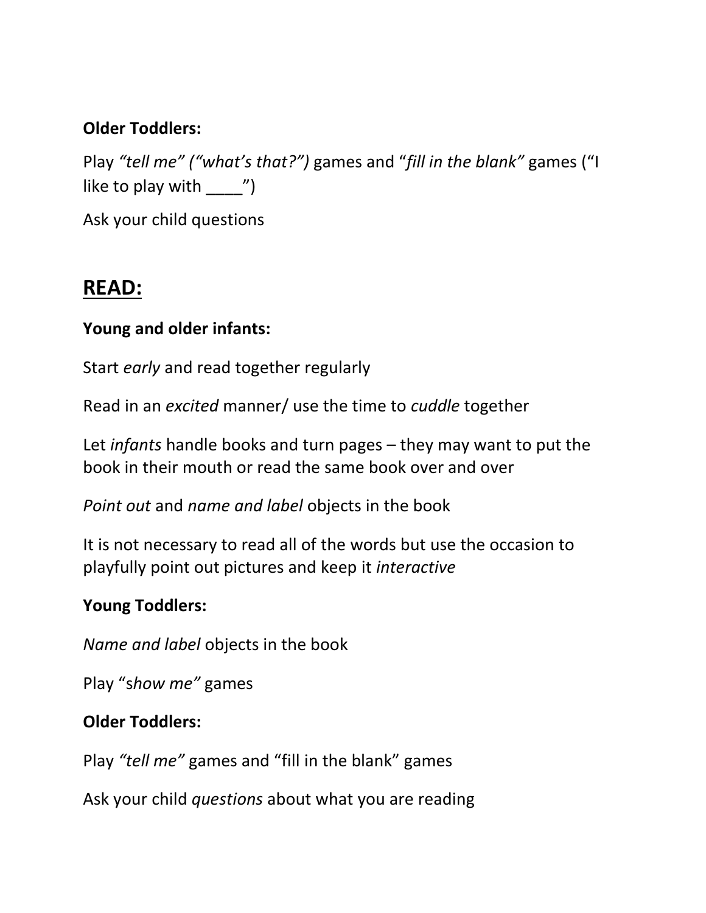**Older Toddlers:**

Play *"tell me" ("what's that?")* games and "*fill in the blank"* games ("I like to play with ____")

Ask your child questions

## READ:

**Young and older infants:**

Start *early* and read together regularly

Read in an *excited* manner/ use the time to *cuddle* together

Let *infants* handle books and turn pages – they may want to put the book in their mouth or read the same book over and over

*Point out* and *name and label* objects in the book

It is not necessary to read all of the words but use the occasion to playfully point out pictures and keep it *interactive*

**Young Toddlers:**

*Name and label* objects in the book

Play "s*how me"* games

**Older Toddlers:**

Play *"tell me"* games and "fill in the blank" games

Ask your child *questions* about what you are reading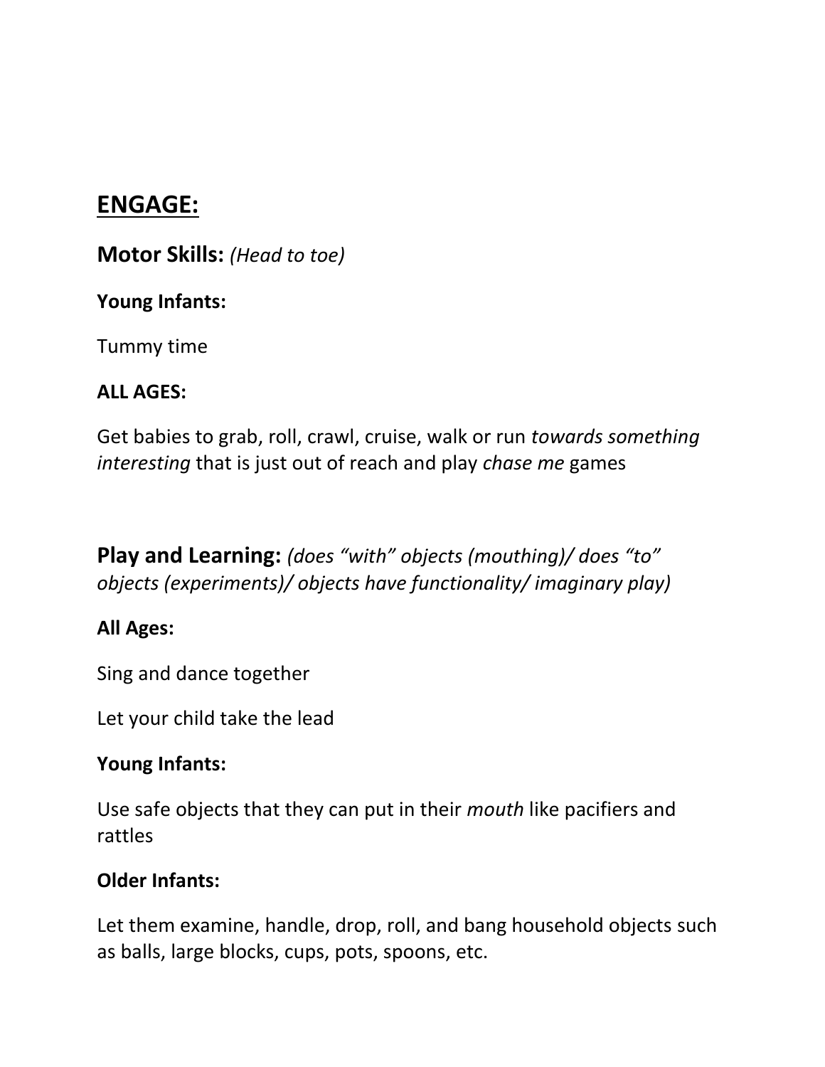## ENGAGE:

### **Motor Skills:** *(Head to toe)*

**Young Infants:**

Tummy time

**ALL AGES:**

Get babies to grab, roll, crawl, cruise, walk or run *towards something interesting* that is just out of reach and play *chase me* games

### **Play and Learning:** *(does "with" objects (mouthing)/ does "to" objects (experiments)/ objects have functionality/ imaginary play)*

**All Ages:**

Sing and dance together

Let your child take the lead

**Young Infants:**

Use safe objects that they can put in their *mouth* like pacifiers and rattles

**Older Infants:**

Let them examine, handle, drop, roll, and bang household objects such as balls, large blocks, cups, pots, spoons, etc.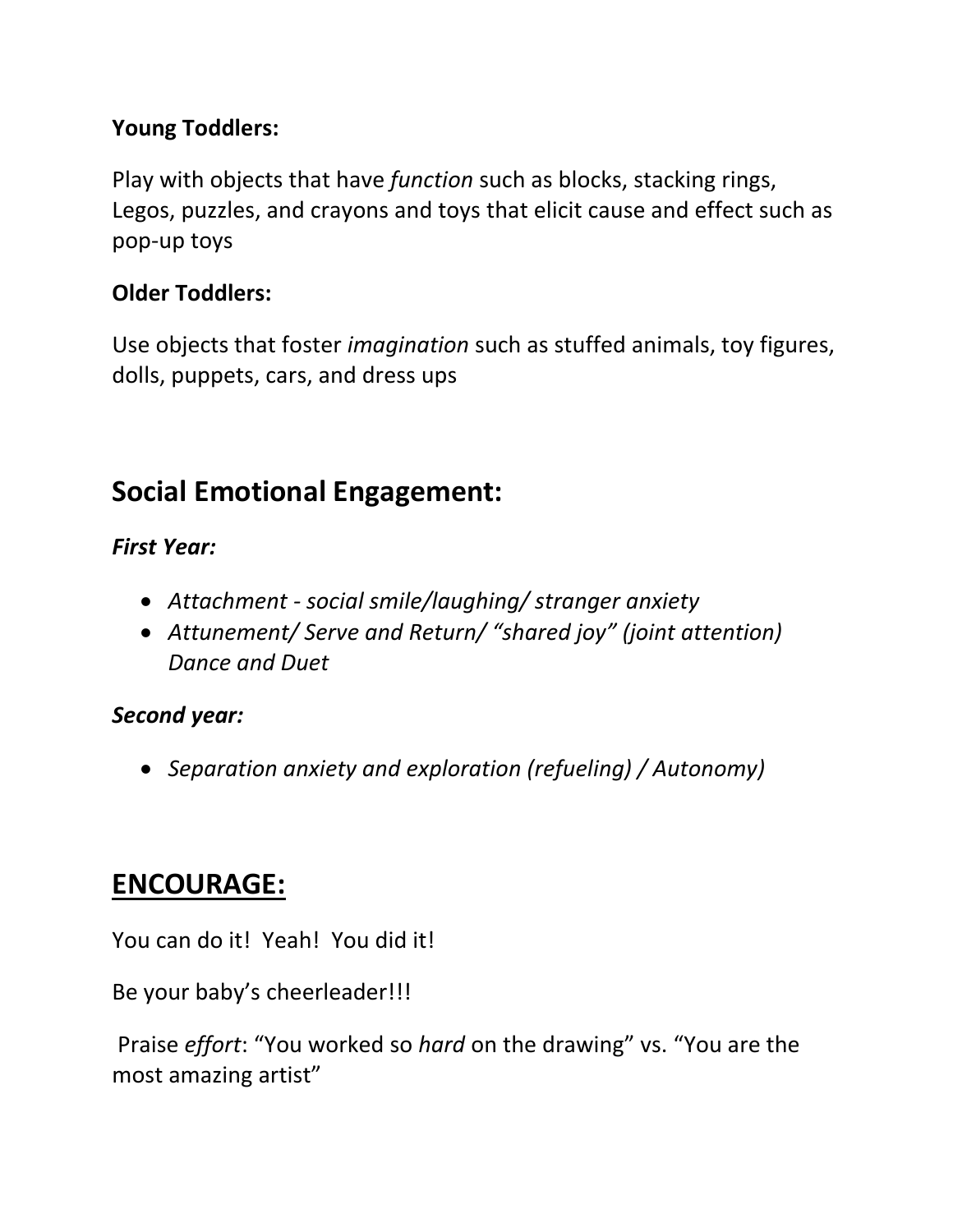**Young Toddlers:**

Play with objects that have *function* such as blocks, stacking rings, Legos, puzzles, and crayons and toys that elicit cause and effect such as pop-up toys

**Older Toddlers:**

Use objects that foster *imagination* such as stuffed animals, toy figures, dolls, puppets, cars, and dress ups

## Social Emotional Engagement:

***First Year:***

- *Attachment - social smile/laughing/ stranger anxiety*
- *Attunement/ Serve and Return/ "shared joy" (joint attention) Dance and Duet*

***Second year:***

- *Separation anxiety and exploration (refueling) / Autonomy)*

## <u>ENCOURAGE:</u>

You can do it! Yeah! You did it!

Be your baby's cheerleader!!!

Praise *effort*: "You worked so *hard* on the drawing" vs. "You are the most amazing artist"